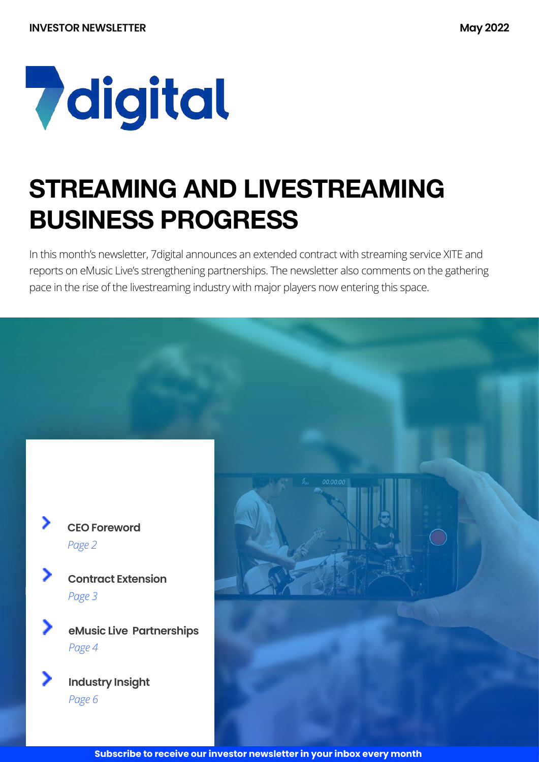INVESTOR NEWSLETTER

May 2022

7digital

# STREAMING AND LIVESTREAMING BUSINESS PROGRESS

In this month's newsletter, 7digital announces an extended contract with streaming service XITE and reports on eMusic Live's strengthening partnerships. The newsletter also comments on the gathering pace in the rise of the livestreaming industry with major players now entering this space.

- **CEO Foreword** *Page 2*
- **Contract Extension** *Page 3*
- **eMusic Live Partnerships** *Page 4*
- **Industry Insight** *Page 6*

**Subscribe to receive our investor newsletter in your inbox every month**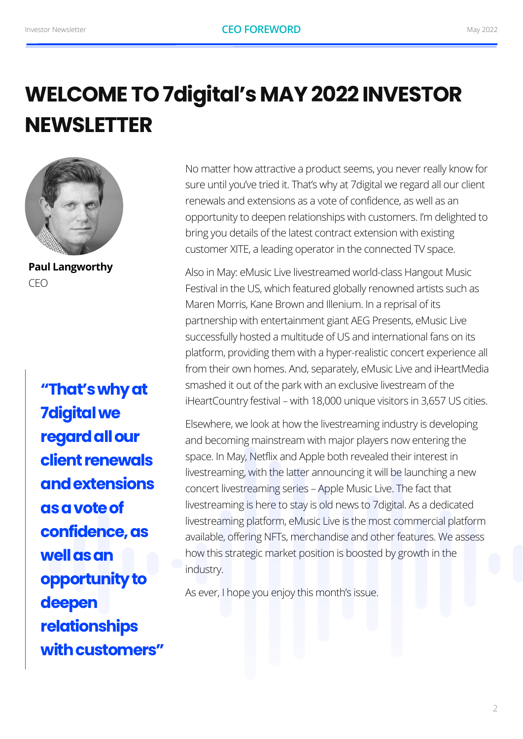# WELCOME TO 7digital's MAY 2022 INVESTOR NEWSLETTER

**Paul Langworthy**
CEO

> **"That's why at 7digital we regard all our client renewals and extensions as a vote of confidence, as well as an opportunity to deepen relationships with customers"**

No matter how attractive a product seems, you never really know for sure until you've tried it. That's why at 7digital we regard all our client renewals and extensions as a vote of confidence, as well as an opportunity to deepen relationships with customers. I'm delighted to bring you details of the latest contract extension with existing customer XITE, a leading operator in the connected TV space.

Also in May: eMusic Live livestreamed world-class Hangout Music Festival in the US, which featured globally renowned artists such as Maren Morris, Kane Brown and Illenium. In a reprisal of its partnership with entertainment giant AEG Presents, eMusic Live successfully hosted a multitude of US and international fans on its platform, providing them with a hyper-realistic concert experience all from their own homes. And, separately, eMusic Live and iHeartMedia smashed it out of the park with an exclusive livestream of the iHeartCountry festival – with 18,000 unique visitors in 3,657 US cities.

Elsewhere, we look at how the livestreaming industry is developing and becoming mainstream with major players now entering the space. In May, Netflix and Apple both revealed their interest in livestreaming, with the latter announcing it will be launching a new concert livestreaming series – Apple Music Live. The fact that livestreaming is here to stay is old news to 7digital. As a dedicated livestreaming platform, eMusic Live is the most commercial platform available, offering NFTs, merchandise and other features. We assess how this strategic market position is boosted by growth in the industry.

As ever, I hope you enjoy this month's issue.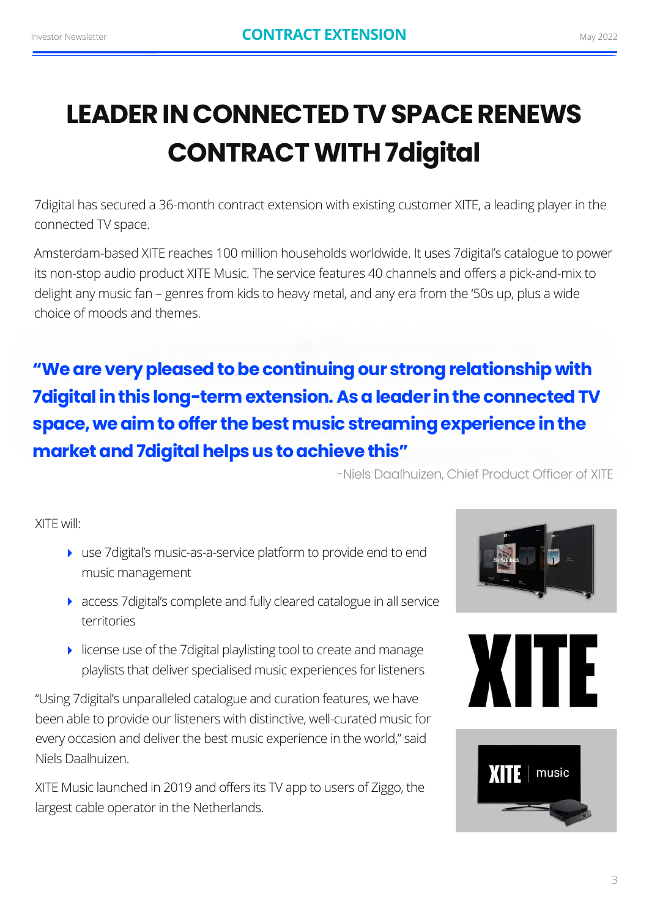# LEADER IN CONNECTED TV SPACE RENEWS CONTRACT WITH 7digital

7digital has secured a 36-month contract extension with existing customer XITE, a leading player in the connected TV space.

Amsterdam-based XITE reaches 100 million households worldwide. It uses 7digital's catalogue to power its non-stop audio product XITE Music. The service features 40 channels and offers a pick-and-mix to delight any music fan – genres from kids to heavy metal, and any era from the '50s up, plus a wide choice of moods and themes.

**"We are very pleased to be continuing our strong relationship with 7digital in this long-term extension. As a leader in the connected TV space, we aim to offer the best music streaming experience in the market and 7digital helps us to achieve this"**

-Niels Daalhuizen, Chief Product Officer of XITE

XITE will:

- use 7digital's music-as-a-service platform to provide end to end music management
- access 7digital's complete and fully cleared catalogue in all service territories
- license use of the 7digital playlisting tool to create and manage playlists that deliver specialised music experiences for listeners

"Using 7digital's unparalleled catalogue and curation features, we have been able to provide our listeners with distinctive, well-curated music for every occasion and deliver the best music experience in the world," said Niels Daalhuizen.

XITE Music launched in 2019 and offers its TV app to users of Ziggo, the largest cable operator in the Netherlands.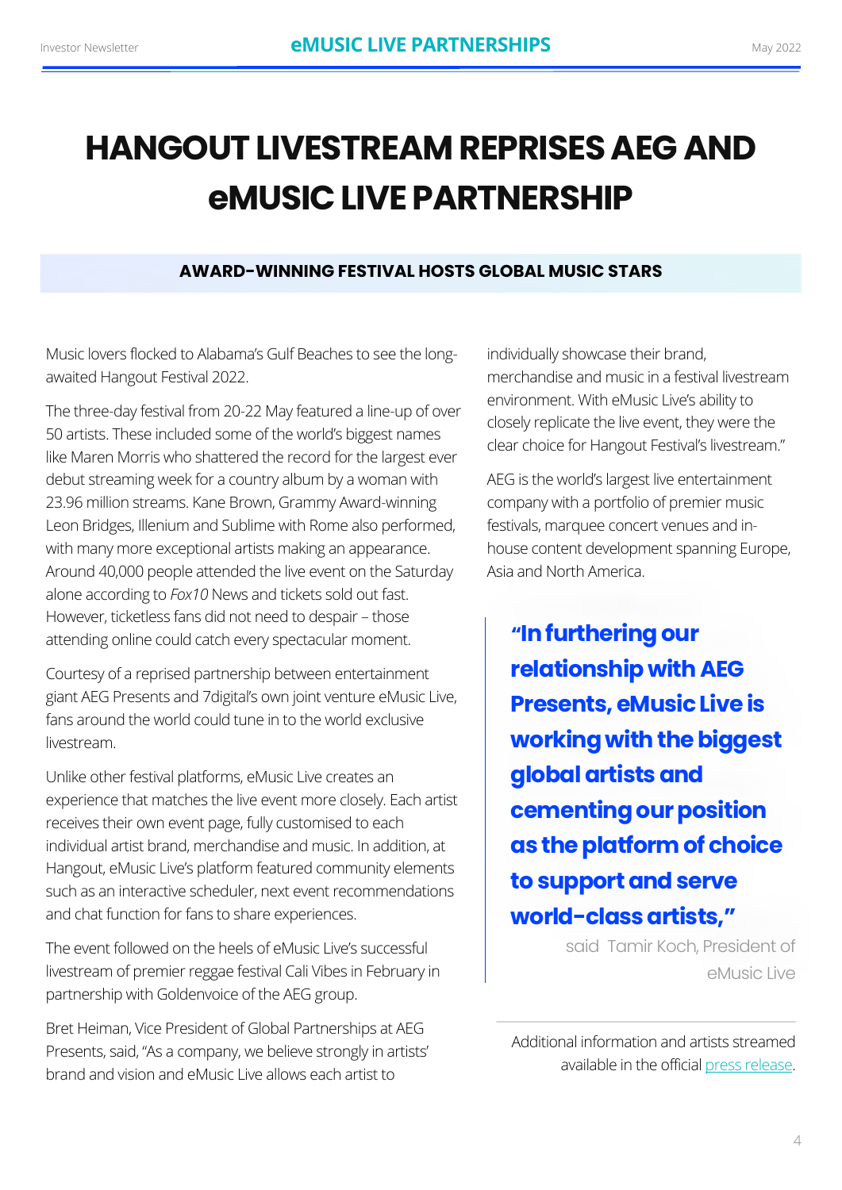# HANGOUT LIVESTREAM REPRISES AEG AND eMUSIC LIVE PARTNERSHIP

## AWARD-WINNING FESTIVAL HOSTS GLOBAL MUSIC STARS

Music lovers flocked to Alabama's Gulf Beaches to see the long-awaited Hangout Festival 2022.

The three-day festival from 20-22 May featured a line-up of over 50 artists. These included some of the world's biggest names like Maren Morris who shattered the record for the largest ever debut streaming week for a country album by a woman with 23.96 million streams. Kane Brown, Grammy Award-winning Leon Bridges, Illenium and Sublime with Rome also performed, with many more exceptional artists making an appearance. Around 40,000 people attended the live event on the Saturday alone according to *Fox10* News and tickets sold out fast. However, ticketless fans did not need to despair – those attending online could catch every spectacular moment.

Courtesy of a reprised partnership between entertainment giant AEG Presents and 7digital's own joint venture eMusic Live, fans around the world could tune in to the world exclusive livestream.

Unlike other festival platforms, eMusic Live creates an experience that matches the live event more closely. Each artist receives their own event page, fully customised to each individual artist brand, merchandise and music. In addition, at Hangout, eMusic Live's platform featured community elements such as an interactive scheduler, next event recommendations and chat function for fans to share experiences.

The event followed on the heels of eMusic Live's successful livestream of premier reggae festival Cali Vibes in February in partnership with Goldenvoice of the AEG group.

Bret Heiman, Vice President of Global Partnerships at AEG Presents, said, "As a company, we believe strongly in artists' brand and vision and eMusic Live allows each artist to individually showcase their brand, merchandise and music in a festival livestream environment. With eMusic Live's ability to closely replicate the live event, they were the clear choice for Hangout Festival's livestream."

AEG is the world's largest live entertainment company with a portfolio of premier music festivals, marquee concert venues and in-house content development spanning Europe, Asia and North America.

> **"In furthering our relationship with AEG Presents, eMusic Live is working with the biggest global artists and cementing our position as the platform of choice to support and serve world-class artists,"**
>
> said Tamir Koch, President of eMusic Live

Additional information and artists streamed available in the official press release.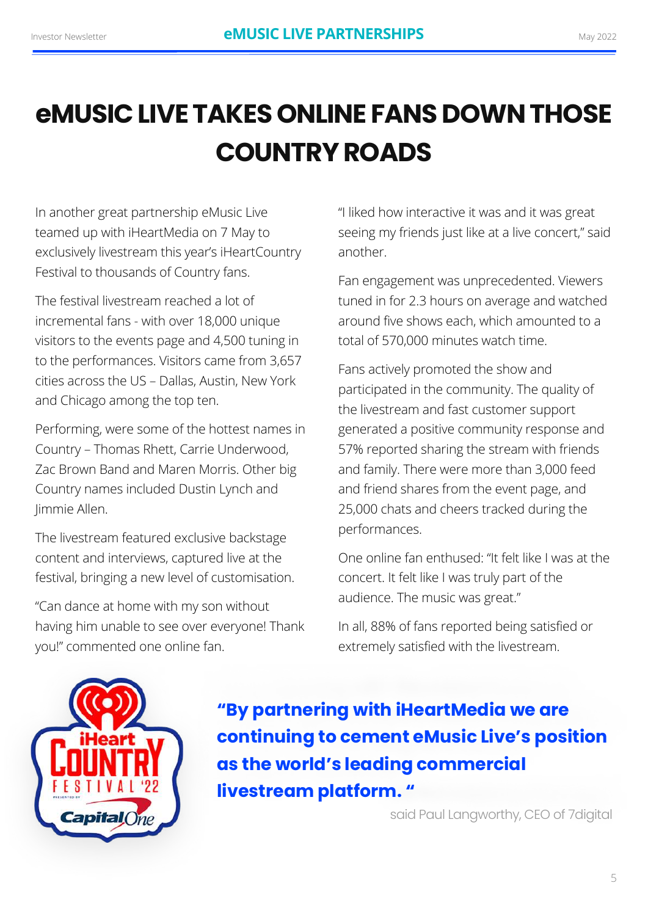# eMUSIC LIVE TAKES ONLINE FANS DOWN THOSE COUNTRY ROADS

In another great partnership eMusic Live teamed up with iHeartMedia on 7 May to exclusively livestream this year's iHeartCountry Festival to thousands of Country fans.

The festival livestream reached a lot of incremental fans - with over 18,000 unique visitors to the events page and 4,500 tuning in to the performances. Visitors came from 3,657 cities across the US – Dallas, Austin, New York and Chicago among the top ten.

Performing, were some of the hottest names in Country – Thomas Rhett, Carrie Underwood, Zac Brown Band and Maren Morris. Other big Country names included Dustin Lynch and Jimmie Allen.

The livestream featured exclusive backstage content and interviews, captured live at the festival, bringing a new level of customisation.

"Can dance at home with my son without having him unable to see over everyone! Thank you!" commented one online fan.

"I liked how interactive it was and it was great seeing my friends just like at a live concert," said another.

Fan engagement was unprecedented. Viewers tuned in for 2.3 hours on average and watched around five shows each, which amounted to a total of 570,000 minutes watch time.

Fans actively promoted the show and participated in the community. The quality of the livestream and fast customer support generated a positive community response and 57% reported sharing the stream with friends and family. There were more than 3,000 feed and friend shares from the event page, and 25,000 chats and cheers tracked during the performances.

One online fan enthused: "It felt like I was at the concert. It felt like I was truly part of the audience. The music was great."

In all, 88% of fans reported being satisfied or extremely satisfied with the livestream.

**"By partnering with iHeartMedia we are continuing to cement eMusic Live's position as the world's leading commercial livestream platform. "**

said Paul Langworthy, CEO of 7digital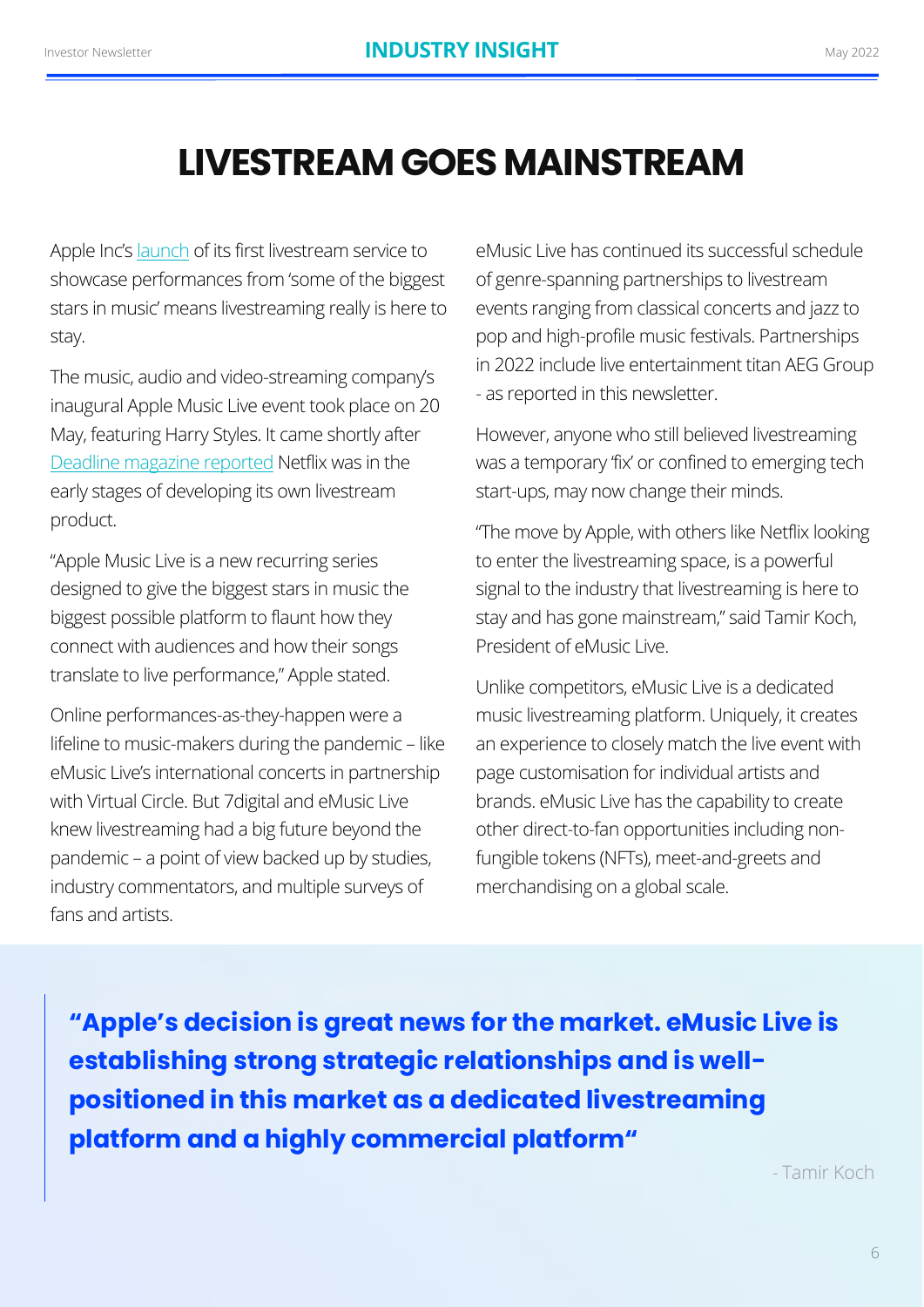# LIVESTREAM GOES MAINSTREAM

Apple Inc's launch of its first livestream service to showcase performances from 'some of the biggest stars in music' means livestreaming really is here to stay.

The music, audio and video-streaming company's inaugural Apple Music Live event took place on 20 May, featuring Harry Styles. It came shortly after Deadline magazine reported Netflix was in the early stages of developing its own livestream product.

"Apple Music Live is a new recurring series designed to give the biggest stars in music the biggest possible platform to flaunt how they connect with audiences and how their songs translate to live performance," Apple stated.

Online performances-as-they-happen were a lifeline to music-makers during the pandemic – like eMusic Live's international concerts in partnership with Virtual Circle. But 7digital and eMusic Live knew livestreaming had a big future beyond the pandemic – a point of view backed up by studies, industry commentators, and multiple surveys of fans and artists.

eMusic Live has continued its successful schedule of genre-spanning partnerships to livestream events ranging from classical concerts and jazz to pop and high-profile music festivals. Partnerships in 2022 include live entertainment titan AEG Group - as reported in this newsletter.

However, anyone who still believed livestreaming was a temporary 'fix' or confined to emerging tech start-ups, may now change their minds.

"The move by Apple, with others like Netflix looking to enter the livestreaming space, is a powerful signal to the industry that livestreaming is here to stay and has gone mainstream," said Tamir Koch, President of eMusic Live.

Unlike competitors, eMusic Live is a dedicated music livestreaming platform. Uniquely, it creates an experience to closely match the live event with page customisation for individual artists and brands. eMusic Live has the capability to create other direct-to-fan opportunities including non-fungible tokens (NFTs), meet-and-greets and merchandising on a global scale.

> **"Apple's decision is great news for the market. eMusic Live is establishing strong strategic relationships and is well-positioned in this market as a dedicated livestreaming platform and a highly commercial platform"**
>
> \- Tamir Koch